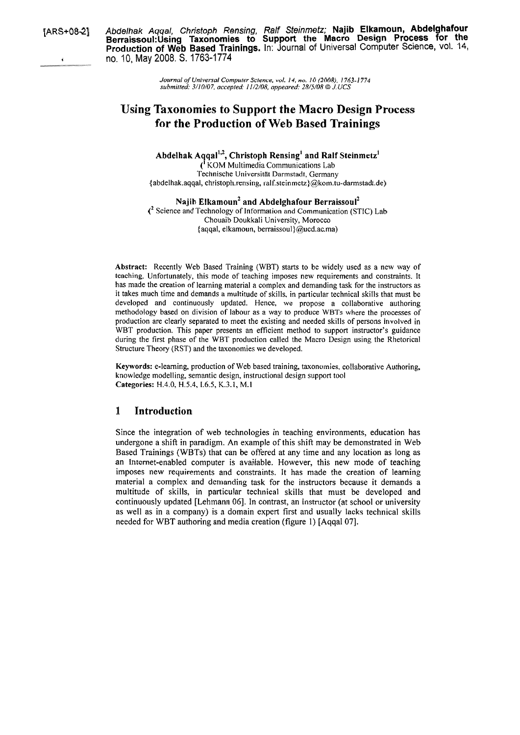[ARS+08-2] *Abdelhak Aqqal, Christoph Rensing, Ralf Steinmetz;* **Najib Elkamoun, Abdelghafour Berraissoul:Using Taxonomies to Support the Macro Design Process for the Production of Web Based Trainings.** In: Journal of Universal Computer Science, vol. 14, no. 10, May 2008. S. 1763-1774

*Journal of Universal Computer Science, vol. 14, no. 10 (2008), 1763-1774*
*submitted: 3/10/07, accepted: 11/2/08, appeared: 28/5/08 © J.UCS*

# Using Taxonomies to Support the Macro Design Process for the Production of Web Based Trainings

**Abdelhak Aqqal[1,2], Christoph Rensing[1] and Ralf Steinmetz[1]**
([1] KOM Multimedia Communications Lab
Technische Universität Darmstadt, Germany
{abdelhak.aqqal, christoph.rensing, ralf.steinmetz}@kom.tu-darmstadt.de)

**Najib Elkamoun[2] and Abdelghafour Berraissoul[2]**
([2] Science and Technology of Information and Communication (STIC) Lab
Chouaib Doukkali University, Morocco
{aqqal, elkamoun, berraissoul}@ucd.ac.ma)

**Abstract:** Recently Web Based Training (WBT) starts to be widely used as a new way of teaching. Unfortunately, this mode of teaching imposes new requirements and constraints. It has made the creation of learning material a complex and demanding task for the instructors as it takes much time and demands a multitude of skills, in particular technical skills that must be developed and continuously updated. Hence, we propose a collaborative authoring methodology based on division of labour as a way to produce WBTs where the processes of production are clearly separated to meet the existing and needed skills of persons involved in WBT production. This paper presents an efficient method to support instructor's guidance during the first phase of the WBT production called the Macro Design using the Rhetorical Structure Theory (RST) and the taxonomies we developed.

**Keywords:** e-learning, production of Web based training, taxonomies, collaborative Authoring, knowledge modelling, semantic design, instructional design support tool
**Categories:** H.4.0, H.5.4, I.6.5, K.3.1, M.1

## 1 Introduction

Since the integration of web technologies in teaching environments, education has undergone a shift in paradigm. An example of this shift may be demonstrated in Web Based Trainings (WBTs) that can be offered at any time and any location as long as an Internet-enabled computer is available. However, this new mode of teaching imposes new requirements and constraints. It has made the creation of learning material a complex and demanding task for the instructors because it demands a multitude of skills, in particular technical skills that must be developed and continuously updated [Lehmann 06]. In contrast, an instructor (at school or university as well as in a company) is a domain expert first and usually lacks technical skills needed for WBT authoring and media creation (figure 1) [Aqqal 07].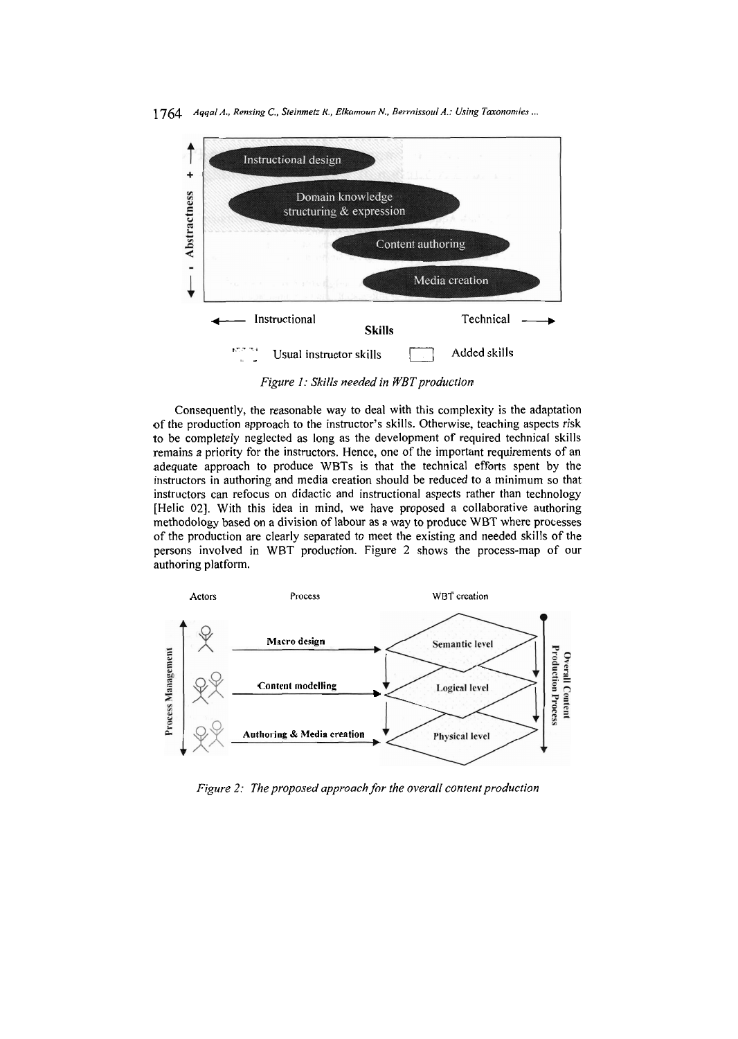Figure 1: Skills needed in WBT production

Consequently, the reasonable way to deal with this complexity is the adaptation of the production approach to the instructor's skills. Otherwise, teaching aspects risk to be completely neglected as long as the development of required technical skills remains a priority for the instructors. Hence, one of the important requirements of an adequate approach to produce WBTs is that the technical efforts spent by the instructors in authoring and media creation should be reduced to a minimum so that instructors can refocus on didactic and instructional aspects rather than technology [Helic 02]. With this idea in mind, we have proposed a collaborative authoring methodology based on a division of labour as a way to produce WBT where processes of the production are clearly separated to meet the existing and needed skills of the persons involved in WBT production. Figure 2 shows the process-map of our authoring platform.

Figure 2: The proposed approach for the overall content production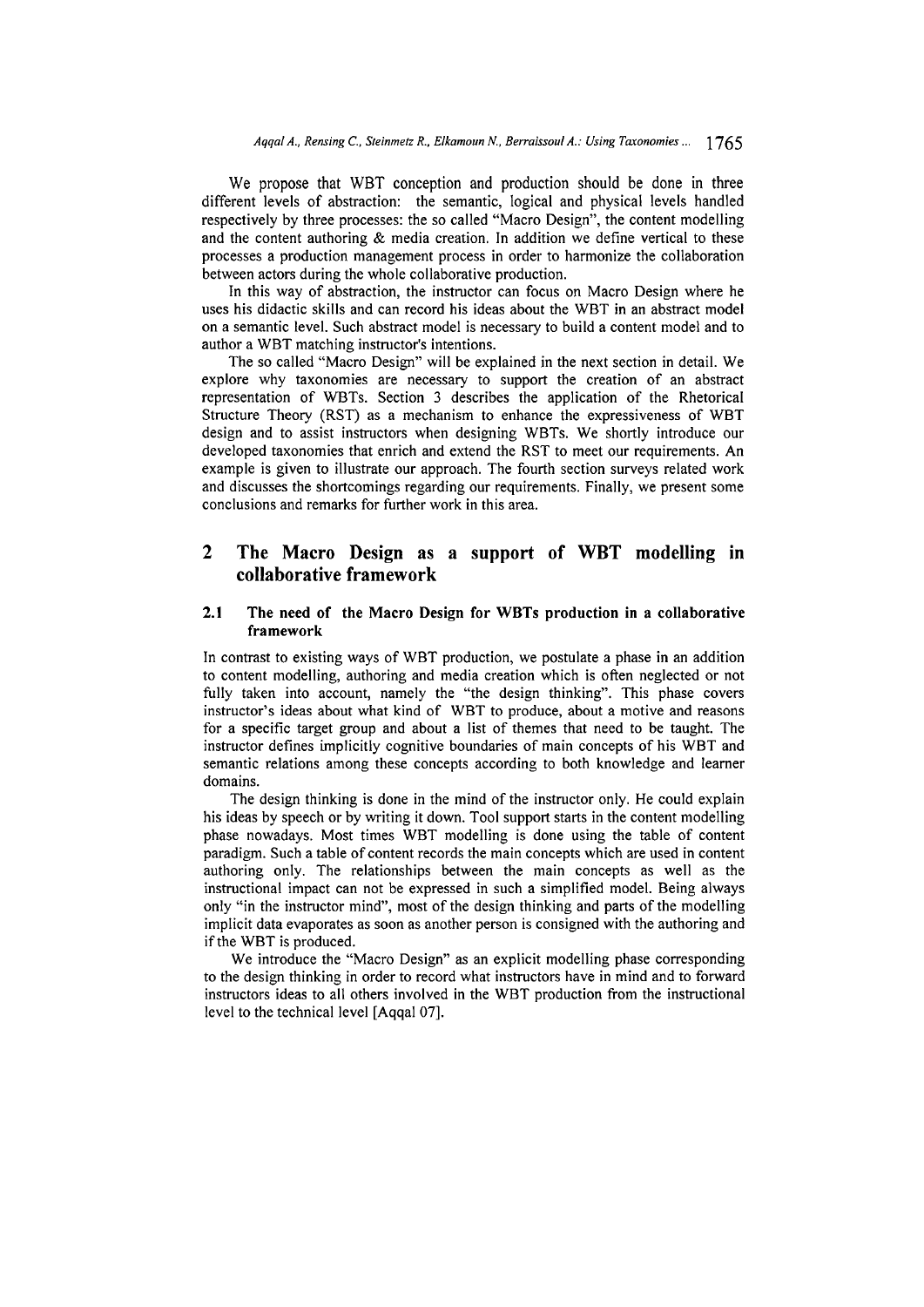We propose that WBT conception and production should be done in three different levels of abstraction: the semantic, logical and physical levels handled respectively by three processes: the so called "Macro Design", the content modelling and the content authoring & media creation. In addition we define vertical to these processes a production management process in order to harmonize the collaboration between actors during the whole collaborative production.

In this way of abstraction, the instructor can focus on Macro Design where he uses his didactic skills and can record his ideas about the WBT in an abstract model on a semantic level. Such abstract model is necessary to build a content model and to author a WBT matching instructor's intentions.

The so called "Macro Design" will be explained in the next section in detail. We explore why taxonomies are necessary to support the creation of an abstract representation of WBTs. Section 3 describes the application of the Rhetorical Structure Theory (RST) as a mechanism to enhance the expressiveness of WBT design and to assist instructors when designing WBTs. We shortly introduce our developed taxonomies that enrich and extend the RST to meet our requirements. An example is given to illustrate our approach. The fourth section surveys related work and discusses the shortcomings regarding our requirements. Finally, we present some conclusions and remarks for further work in this area.

## 2 The Macro Design as a support of WBT modelling in collaborative framework

### 2.1 The need of the Macro Design for WBTs production in a collaborative framework

In contrast to existing ways of WBT production, we postulate a phase in an addition to content modelling, authoring and media creation which is often neglected or not fully taken into account, namely the "the design thinking". This phase covers instructor's ideas about what kind of WBT to produce, about a motive and reasons for a specific target group and about a list of themes that need to be taught. The instructor defines implicitly cognitive boundaries of main concepts of his WBT and semantic relations among these concepts according to both knowledge and learner domains.

The design thinking is done in the mind of the instructor only. He could explain his ideas by speech or by writing it down. Tool support starts in the content modelling phase nowadays. Most times WBT modelling is done using the table of content paradigm. Such a table of content records the main concepts which are used in content authoring only. The relationships between the main concepts as well as the instructional impact can not be expressed in such a simplified model. Being always only "in the instructor mind", most of the design thinking and parts of the modelling implicit data evaporates as soon as another person is consigned with the authoring and if the WBT is produced.

We introduce the "Macro Design" as an explicit modelling phase corresponding to the design thinking in order to record what instructors have in mind and to forward instructors ideas to all others involved in the WBT production from the instructional level to the technical level [Aqqal 07].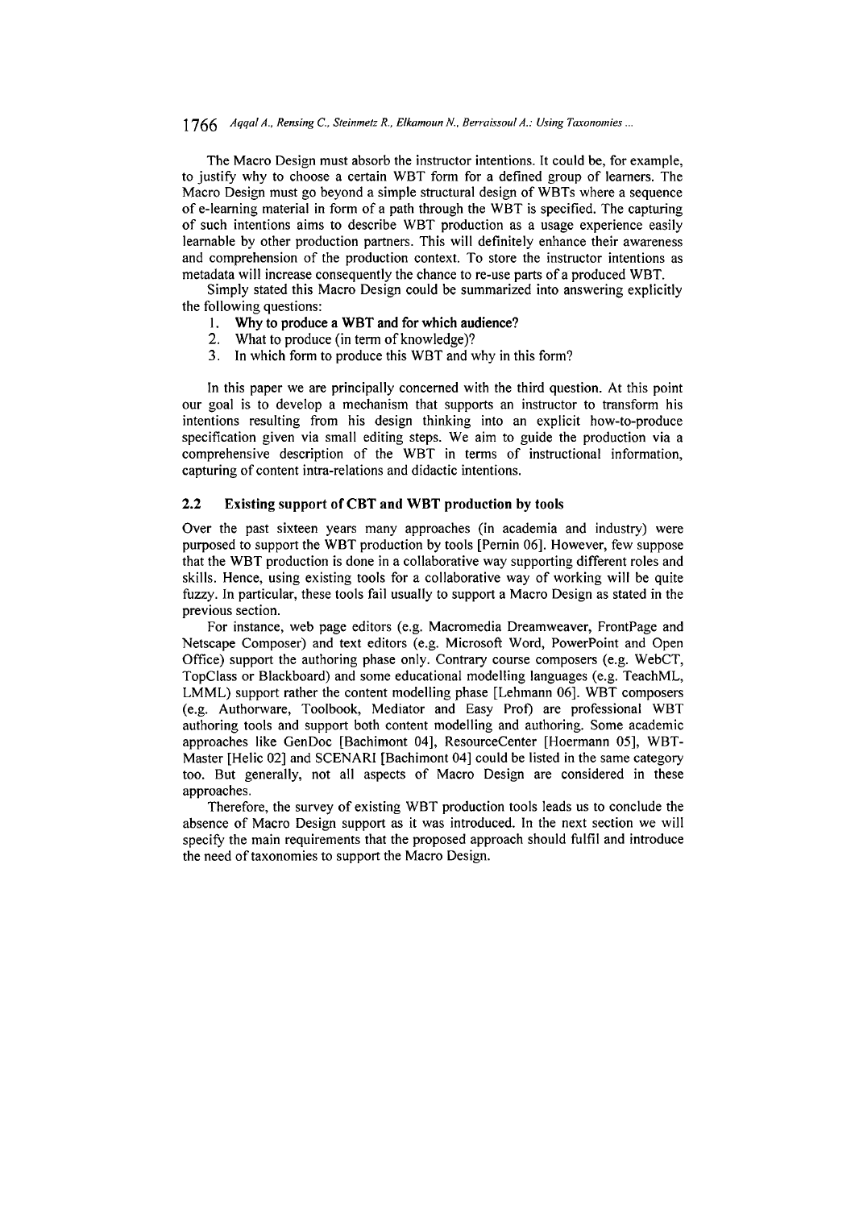The Macro Design must absorb the instructor intentions. It could be, for example, to justify why to choose a certain WBT form for a defined group of learners. The Macro Design must go beyond a simple structural design of WBTs where a sequence of e-learning material in form of a path through the WBT is specified. The capturing of such intentions aims to describe WBT production as a usage experience easily learnable by other production partners. This will definitely enhance their awareness and comprehension of the production context. To store the instructor intentions as metadata will increase consequently the chance to re-use parts of a produced WBT.

Simply stated this Macro Design could be summarized into answering explicitly the following questions:

1. **Why to produce a WBT and for which audience?**
2. What to produce (in term of knowledge)?
3. In which form to produce this WBT and why in this form?

In this paper we are principally concerned with the third question. At this point our goal is to develop a mechanism that supports an instructor to transform his intentions resulting from his design thinking into an explicit how-to-produce specification given via small editing steps. We aim to guide the production via a comprehensive description of the WBT in terms of instructional information, capturing of content intra-relations and didactic intentions.

### 2.2 Existing support of CBT and WBT production by tools

Over the past sixteen years many approaches (in academia and industry) were purposed to support the WBT production by tools [Pernin 06]. However, few suppose that the WBT production is done in a collaborative way supporting different roles and skills. Hence, using existing tools for a collaborative way of working will be quite fuzzy. In particular, these tools fail usually to support a Macro Design as stated in the previous section.

For instance, web page editors (e.g. Macromedia Dreamweaver, FrontPage and Netscape Composer) and text editors (e.g. Microsoft Word, PowerPoint and Open Office) support the authoring phase only. Contrary course composers (e.g. WebCT, TopClass or Blackboard) and some educational modelling languages (e.g. TeachML, LMML) support rather the content modelling phase [Lehmann 06]. WBT composers (e.g. Authorware, Toolbook, Mediator and Easy Prof) are professional WBT authoring tools and support both content modelling and authoring. Some academic approaches like GenDoc [Bachimont 04], ResourceCenter [Hoermann 05], WBT-Master [Helic 02] and SCENARI [Bachimont 04] could be listed in the same category too. But generally, not all aspects of Macro Design are considered in these approaches.

Therefore, the survey of existing WBT production tools leads us to conclude the absence of Macro Design support as it was introduced. In the next section we will specify the main requirements that the proposed approach should fulfil and introduce the need of taxonomies to support the Macro Design.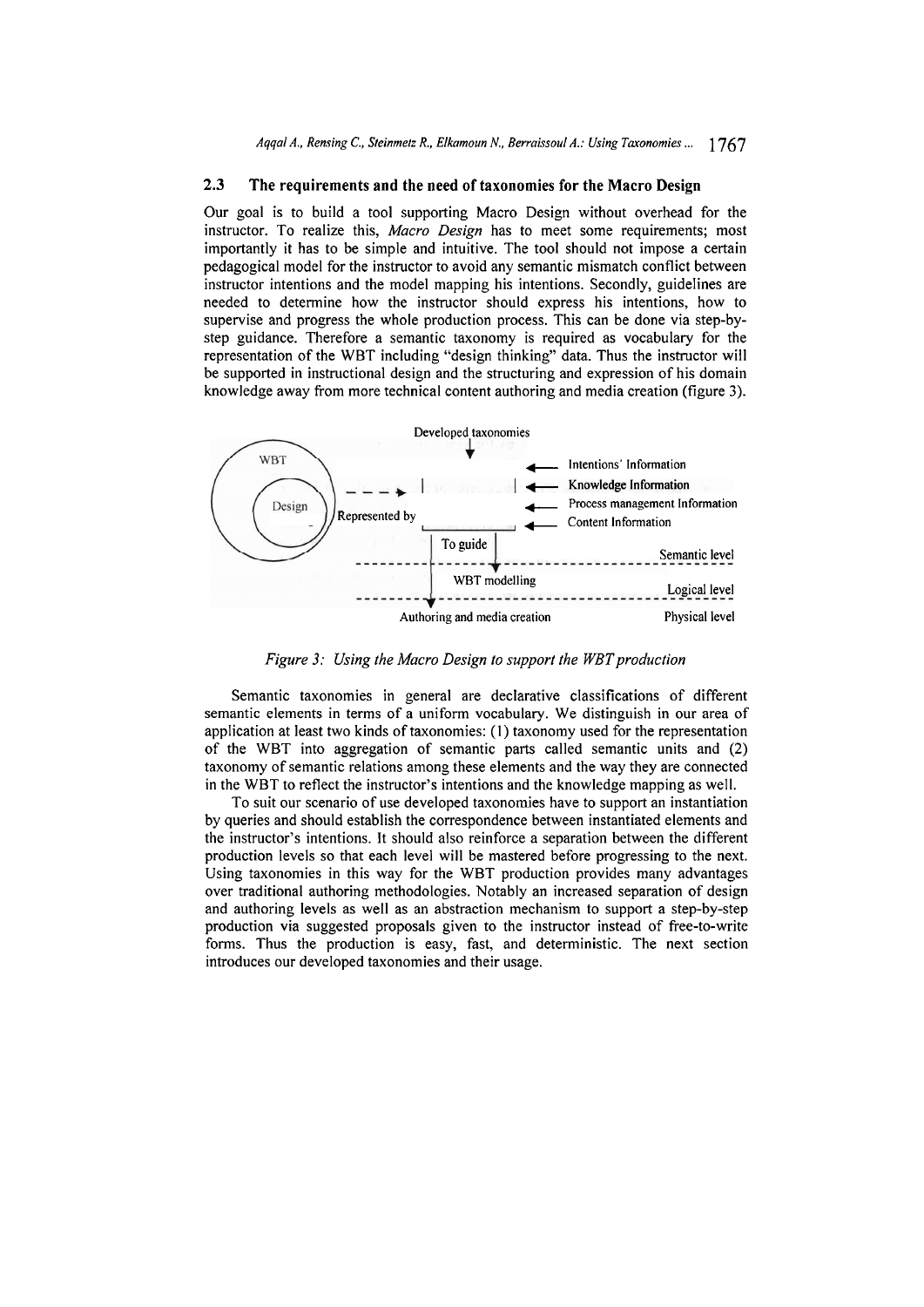### 2.3 The requirements and the need of taxonomies for the Macro Design

Our goal is to build a tool supporting Macro Design without overhead for the instructor. To realize this, *Macro Design* has to meet some requirements; most importantly it has to be simple and intuitive. The tool should not impose a certain pedagogical model for the instructor to avoid any semantic mismatch conflict between instructor intentions and the model mapping his intentions. Secondly, guidelines are needed to determine how the instructor should express his intentions, how to supervise and progress the whole production process. This can be done via step-by-step guidance. Therefore a semantic taxonomy is required as vocabulary for the representation of the WBT including "design thinking" data. Thus the instructor will be supported in instructional design and the structuring and expression of his domain knowledge away from more technical content authoring and media creation (figure 3).

Developed taxonomies

WBT — Design — Represented by

Intentions' Information
Knowledge Information
Process management Information
Content Information

To guide — Semantic level

WBT modelling — Logical level

Authoring and media creation — Physical level

*Figure 3: Using the Macro Design to support the WBT production*

Semantic taxonomies in general are declarative classifications of different semantic elements in terms of a uniform vocabulary. We distinguish in our area of application at least two kinds of taxonomies: (1) taxonomy used for the representation of the WBT into aggregation of semantic parts called semantic units and (2) taxonomy of semantic relations among these elements and the way they are connected in the WBT to reflect the instructor's intentions and the knowledge mapping as well.

To suit our scenario of use developed taxonomies have to support an instantiation by queries and should establish the correspondence between instantiated elements and the instructor's intentions. It should also reinforce a separation between the different production levels so that each level will be mastered before progressing to the next. Using taxonomies in this way for the WBT production provides many advantages over traditional authoring methodologies. Notably an increased separation of design and authoring levels as well as an abstraction mechanism to support a step-by-step production via suggested proposals given to the instructor instead of free-to-write forms. Thus the production is easy, fast, and deterministic. The next section introduces our developed taxonomies and their usage.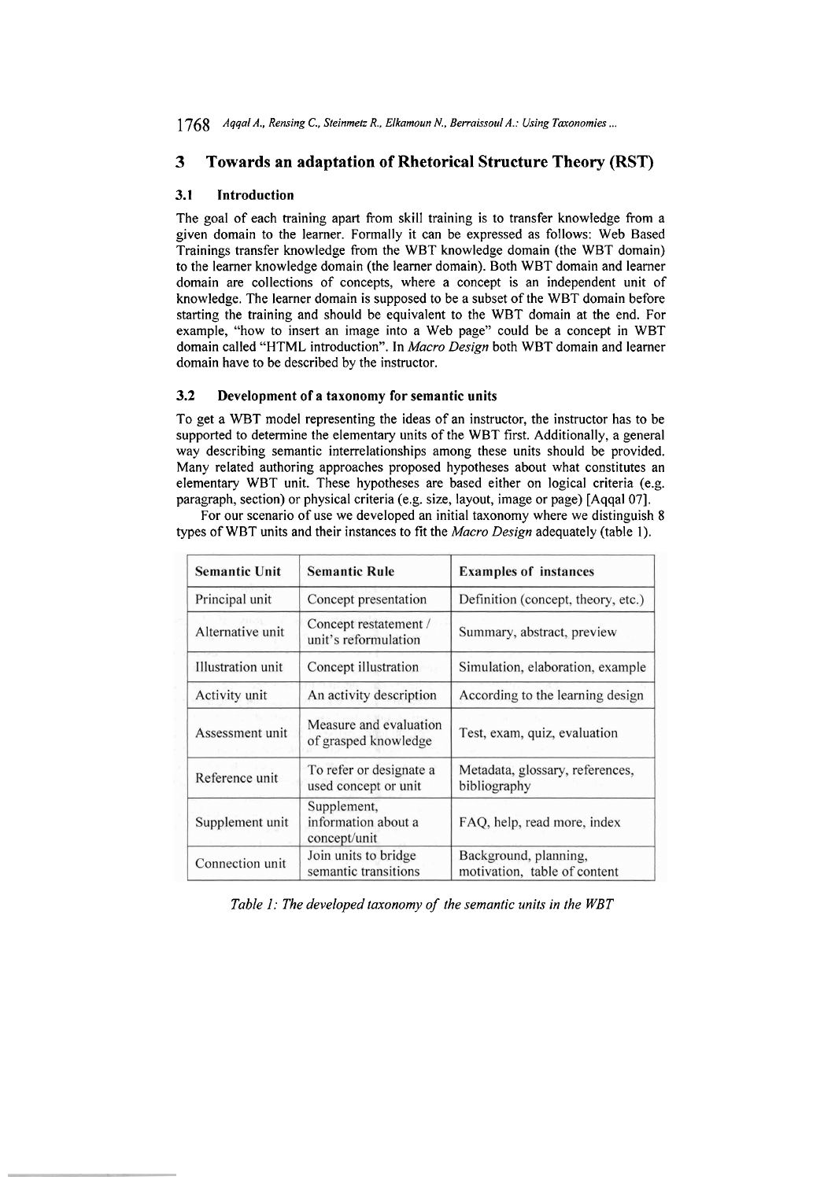## 3 Towards an adaptation of Rhetorical Structure Theory (RST)

### 3.1 Introduction

The goal of each training apart from skill training is to transfer knowledge from a given domain to the learner. Formally it can be expressed as follows: Web Based Trainings transfer knowledge from the WBT knowledge domain (the WBT domain) to the learner knowledge domain (the learner domain). Both WBT domain and learner domain are collections of concepts, where a concept is an independent unit of knowledge. The learner domain is supposed to be a subset of the WBT domain before starting the training and should be equivalent to the WBT domain at the end. For example, "how to insert an image into a Web page" could be a concept in WBT domain called "HTML introduction". In *Macro Design* both WBT domain and learner domain have to be described by the instructor.

### 3.2 Development of a taxonomy for semantic units

To get a WBT model representing the ideas of an instructor, the instructor has to be supported to determine the elementary units of the WBT first. Additionally, a general way describing semantic interrelationships among these units should be provided. Many related authoring approaches proposed hypotheses about what constitutes an elementary WBT unit. These hypotheses are based either on logical criteria (e.g. paragraph, section) or physical criteria (e.g. size, layout, image or page) [Aqqal 07].

For our scenario of use we developed an initial taxonomy where we distinguish 8 types of WBT units and their instances to fit the *Macro Design* adequately (table 1).

| Semantic Unit | Semantic Rule | Examples of instances |
|---|---|---|
| Principal unit | Concept presentation | Definition (concept, theory, etc.) |
| Alternative unit | Concept restatement / unit's reformulation | Summary, abstract, preview |
| Illustration unit | Concept illustration | Simulation, elaboration, example |
| Activity unit | An activity description | According to the learning design |
| Assessment unit | Measure and evaluation of grasped knowledge | Test, exam, quiz, evaluation |
| Reference unit | To refer or designate a used concept or unit | Metadata, glossary, references, bibliography |
| Supplement unit | Supplement, information about a concept/unit | FAQ, help, read more, index |
| Connection unit | Join units to bridge semantic transitions | Background, planning, motivation, table of content |

*Table 1: The developed taxonomy of the semantic units in the WBT*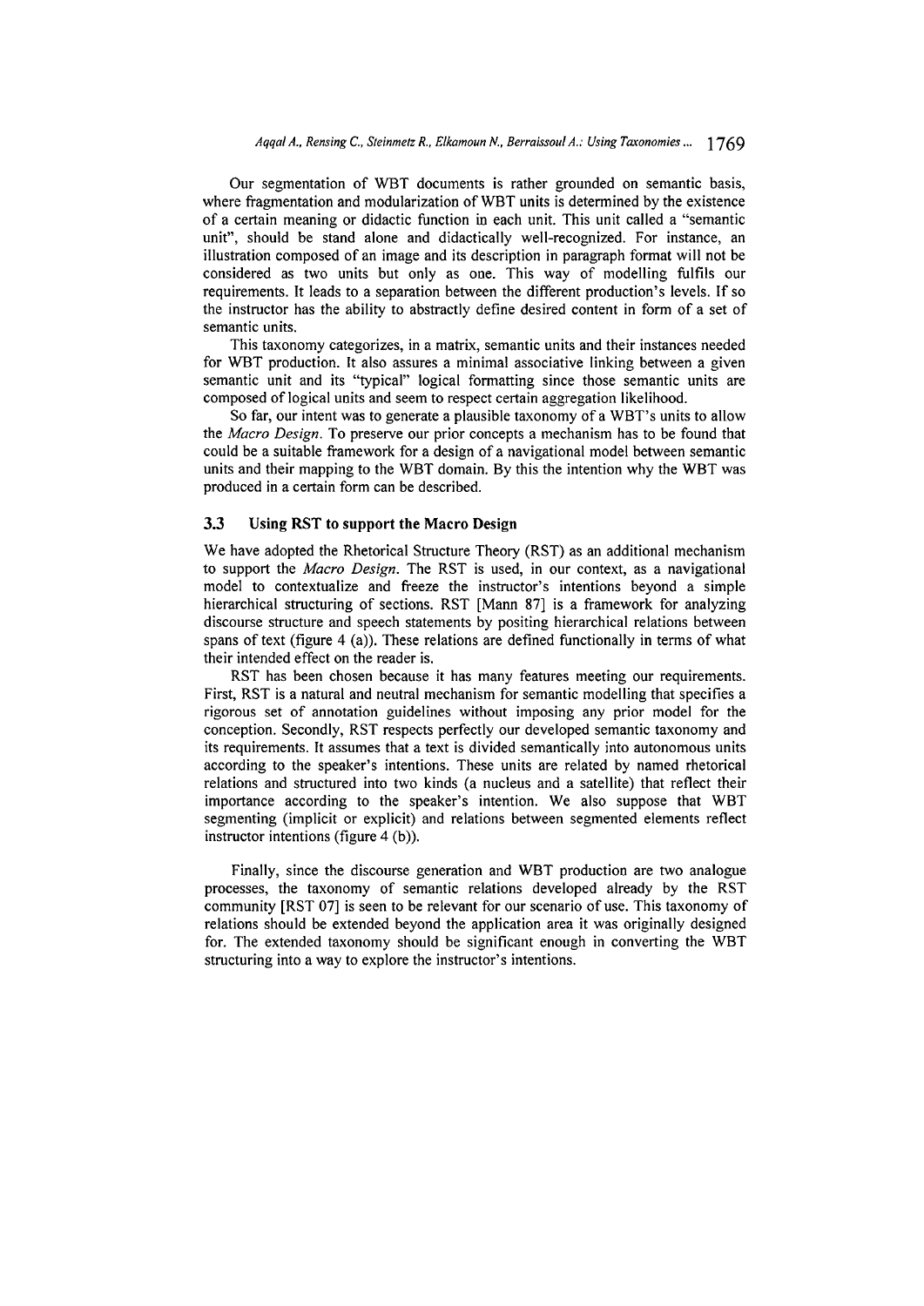Our segmentation of WBT documents is rather grounded on semantic basis, where fragmentation and modularization of WBT units is determined by the existence of a certain meaning or didactic function in each unit. This unit called a "semantic unit", should be stand alone and didactically well-recognized. For instance, an illustration composed of an image and its description in paragraph format will not be considered as two units but only as one. This way of modelling fulfils our requirements. It leads to a separation between the different production's levels. If so the instructor has the ability to abstractly define desired content in form of a set of semantic units.

This taxonomy categorizes, in a matrix, semantic units and their instances needed for WBT production. It also assures a minimal associative linking between a given semantic unit and its "typical" logical formatting since those semantic units are composed of logical units and seem to respect certain aggregation likelihood.

So far, our intent was to generate a plausible taxonomy of a WBT's units to allow the *Macro Design*. To preserve our prior concepts a mechanism has to be found that could be a suitable framework for a design of a navigational model between semantic units and their mapping to the WBT domain. By this the intention why the WBT was produced in a certain form can be described.

### 3.3 Using RST to support the Macro Design

We have adopted the Rhetorical Structure Theory (RST) as an additional mechanism to support the *Macro Design*. The RST is used, in our context, as a navigational model to contextualize and freeze the instructor's intentions beyond a simple hierarchical structuring of sections. RST [Mann 87] is a framework for analyzing discourse structure and speech statements by positing hierarchical relations between spans of text (figure 4 (a)). These relations are defined functionally in terms of what their intended effect on the reader is.

RST has been chosen because it has many features meeting our requirements. First, RST is a natural and neutral mechanism for semantic modelling that specifies a rigorous set of annotation guidelines without imposing any prior model for the conception. Secondly, RST respects perfectly our developed semantic taxonomy and its requirements. It assumes that a text is divided semantically into autonomous units according to the speaker's intentions. These units are related by named rhetorical relations and structured into two kinds (a nucleus and a satellite) that reflect their importance according to the speaker's intention. We also suppose that WBT segmenting (implicit or explicit) and relations between segmented elements reflect instructor intentions (figure 4 (b)).

Finally, since the discourse generation and WBT production are two analogue processes, the taxonomy of semantic relations developed already by the RST community [RST 07] is seen to be relevant for our scenario of use. This taxonomy of relations should be extended beyond the application area it was originally designed for. The extended taxonomy should be significant enough in converting the WBT structuring into a way to explore the instructor's intentions.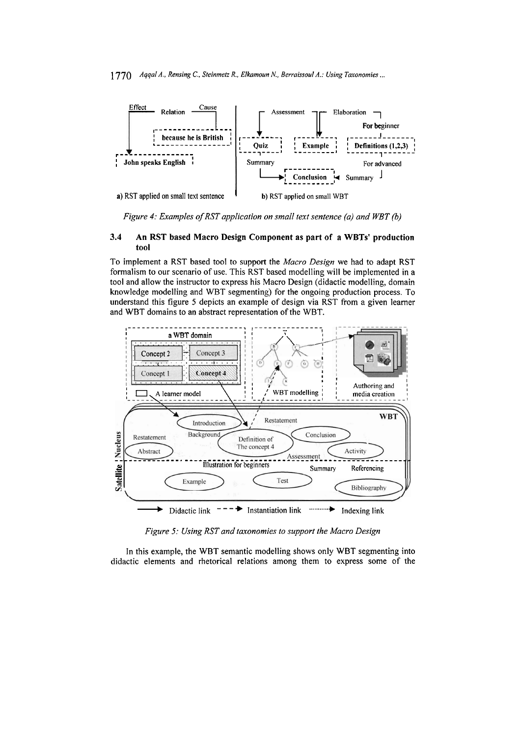*Figure 4: Examples of RST application on small text sentence (a) and WBT (b)*

### 3.4 An RST based Macro Design Component as part of a WBTs' production tool

To implement a RST based tool to support the *Macro Design* we had to adapt RST formalism to our scenario of use. This RST based modelling will be implemented in a tool and allow the instructor to express his Macro Design (didactic modelling, domain knowledge modelling and WBT segmenting) for the ongoing production process. To understand this figure 5 depicts an example of design via RST from a given learner and WBT domains to an abstract representation of the WBT.

*Figure 5: Using RST and taxonomies to support the Macro Design*

In this example, the WBT semantic modelling shows only WBT segmenting into didactic elements and rhetorical relations among them to express some of the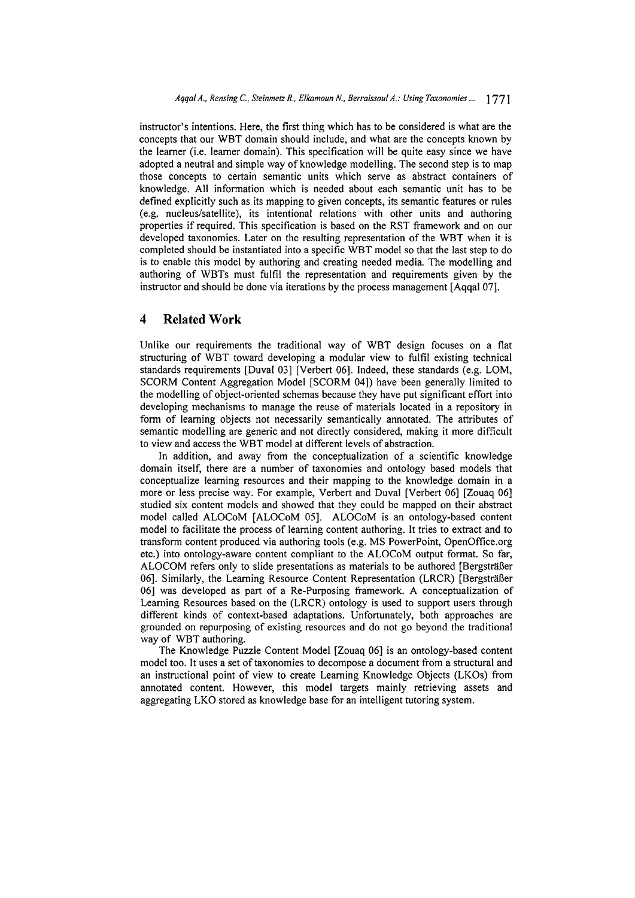instructor's intentions. Here, the first thing which has to be considered is what are the concepts that our WBT domain should include, and what are the concepts known by the learner (i.e. learner domain). This specification will be quite easy since we have adopted a neutral and simple way of knowledge modelling. The second step is to map those concepts to certain semantic units which serve as abstract containers of knowledge. All information which is needed about each semantic unit has to be defined explicitly such as its mapping to given concepts, its semantic features or rules (e.g. nucleus/satellite), its intentional relations with other units and authoring properties if required. This specification is based on the RST framework and on our developed taxonomies. Later on the resulting representation of the WBT when it is completed should be instantiated into a specific WBT model so that the last step to do is to enable this model by authoring and creating needed media. The modelling and authoring of WBTs must fulfil the representation and requirements given by the instructor and should be done via iterations by the process management [Aqqal 07].

## 4 Related Work

Unlike our requirements the traditional way of WBT design focuses on a flat structuring of WBT toward developing a modular view to fulfil existing technical standards requirements [Duval 03] [Verbert 06]. Indeed, these standards (e.g. LOM, SCORM Content Aggregation Model [SCORM 04]) have been generally limited to the modelling of object-oriented schemas because they have put significant effort into developing mechanisms to manage the reuse of materials located in a repository in form of learning objects not necessarily semantically annotated. The attributes of semantic modelling are generic and not directly considered, making it more difficult to view and access the WBT model at different levels of abstraction.

In addition, and away from the conceptualization of a scientific knowledge domain itself, there are a number of taxonomies and ontology based models that conceptualize learning resources and their mapping to the knowledge domain in a more or less precise way. For example, Verbert and Duval [Verbert 06] [Zouaq 06] studied six content models and showed that they could be mapped on their abstract model called ALOCoM [ALOCoM 05]. ALOCoM is an ontology-based content model to facilitate the process of learning content authoring. It tries to extract and to transform content produced via authoring tools (e.g. MS PowerPoint, OpenOffice.org etc.) into ontology-aware content compliant to the ALOCoM output format. So far, ALOCOM refers only to slide presentations as materials to be authored [Bergsträßer 06]. Similarly, the Learning Resource Content Representation (LRCR) [Bergsträßer 06] was developed as part of a Re-Purposing framework. A conceptualization of Learning Resources based on the (LRCR) ontology is used to support users through different kinds of context-based adaptations. Unfortunately, both approaches are grounded on repurposing of existing resources and do not go beyond the traditional way of WBT authoring.

The Knowledge Puzzle Content Model [Zouaq 06] is an ontology-based content model too. It uses a set of taxonomies to decompose a document from a structural and an instructional point of view to create Learning Knowledge Objects (LKOs) from annotated content. However, this model targets mainly retrieving assets and aggregating LKO stored as knowledge base for an intelligent tutoring system.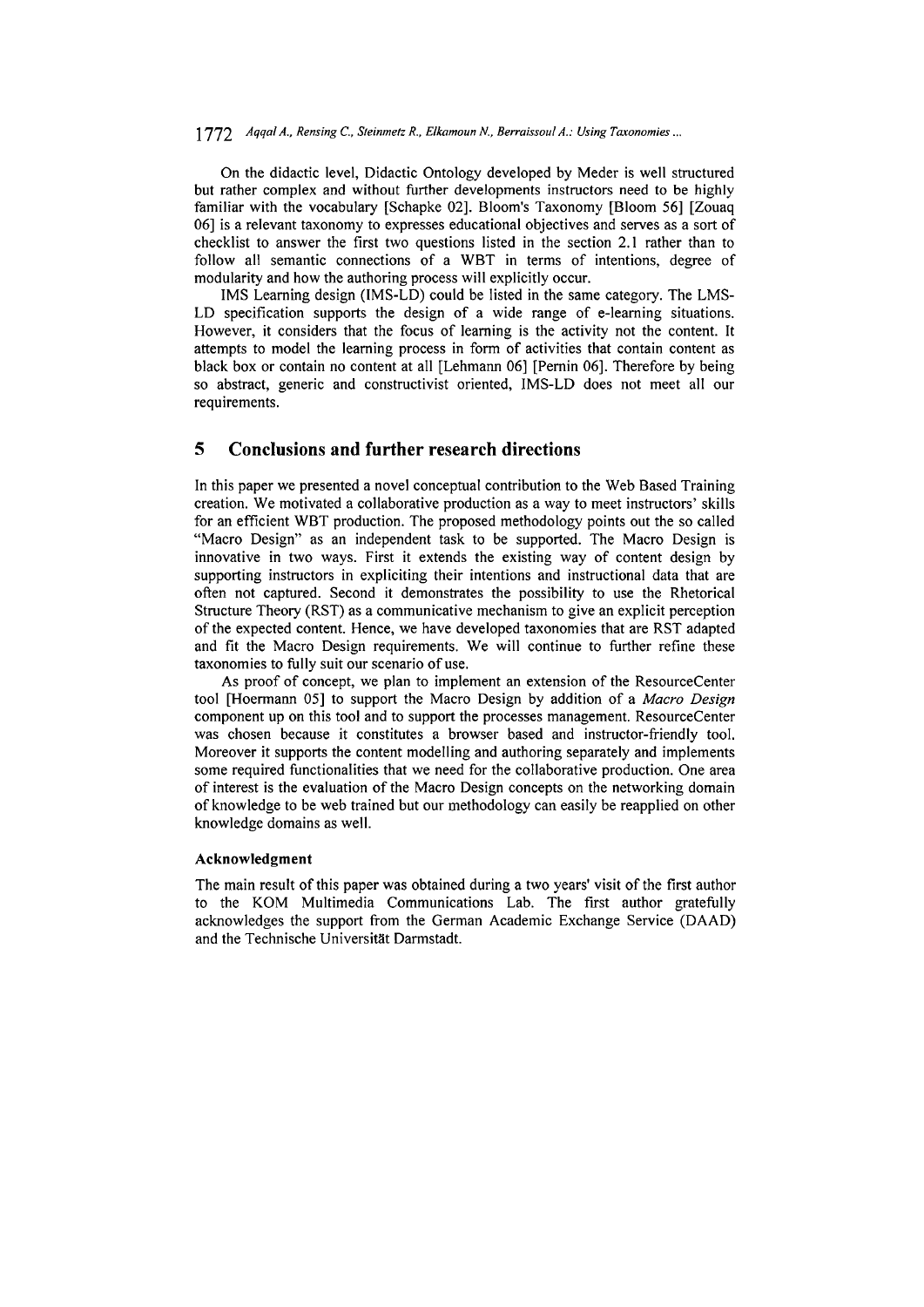On the didactic level, Didactic Ontology developed by Meder is well structured but rather complex and without further developments instructors need to be highly familiar with the vocabulary [Schapke 02]. Bloom's Taxonomy [Bloom 56] [Zouaq 06] is a relevant taxonomy to expresses educational objectives and serves as a sort of checklist to answer the first two questions listed in the section 2.1 rather than to follow all semantic connections of a WBT in terms of intentions, degree of modularity and how the authoring process will explicitly occur.

IMS Learning design (IMS-LD) could be listed in the same category. The LMS-LD specification supports the design of a wide range of e-learning situations. However, it considers that the focus of learning is the activity not the content. It attempts to model the learning process in form of activities that contain content as black box or contain no content at all [Lehmann 06] [Pernin 06]. Therefore by being so abstract, generic and constructivist oriented, IMS-LD does not meet all our requirements.

## 5 Conclusions and further research directions

In this paper we presented a novel conceptual contribution to the Web Based Training creation. We motivated a collaborative production as a way to meet instructors' skills for an efficient WBT production. The proposed methodology points out the so called "Macro Design" as an independent task to be supported. The Macro Design is innovative in two ways. First it extends the existing way of content design by supporting instructors in expliciting their intentions and instructional data that are often not captured. Second it demonstrates the possibility to use the Rhetorical Structure Theory (RST) as a communicative mechanism to give an explicit perception of the expected content. Hence, we have developed taxonomies that are RST adapted and fit the Macro Design requirements. We will continue to further refine these taxonomies to fully suit our scenario of use.

As proof of concept, we plan to implement an extension of the ResourceCenter tool [Hoermann 05] to support the Macro Design by addition of a *Macro Design* component up on this tool and to support the processes management. ResourceCenter was chosen because it constitutes a browser based and instructor-friendly tool. Moreover it supports the content modelling and authoring separately and implements some required functionalities that we need for the collaborative production. One area of interest is the evaluation of the Macro Design concepts on the networking domain of knowledge to be web trained but our methodology can easily be reapplied on other knowledge domains as well.

### Acknowledgment

The main result of this paper was obtained during a two years' visit of the first author to the KOM Multimedia Communications Lab. The first author gratefully acknowledges the support from the German Academic Exchange Service (DAAD) and the Technische Universität Darmstadt.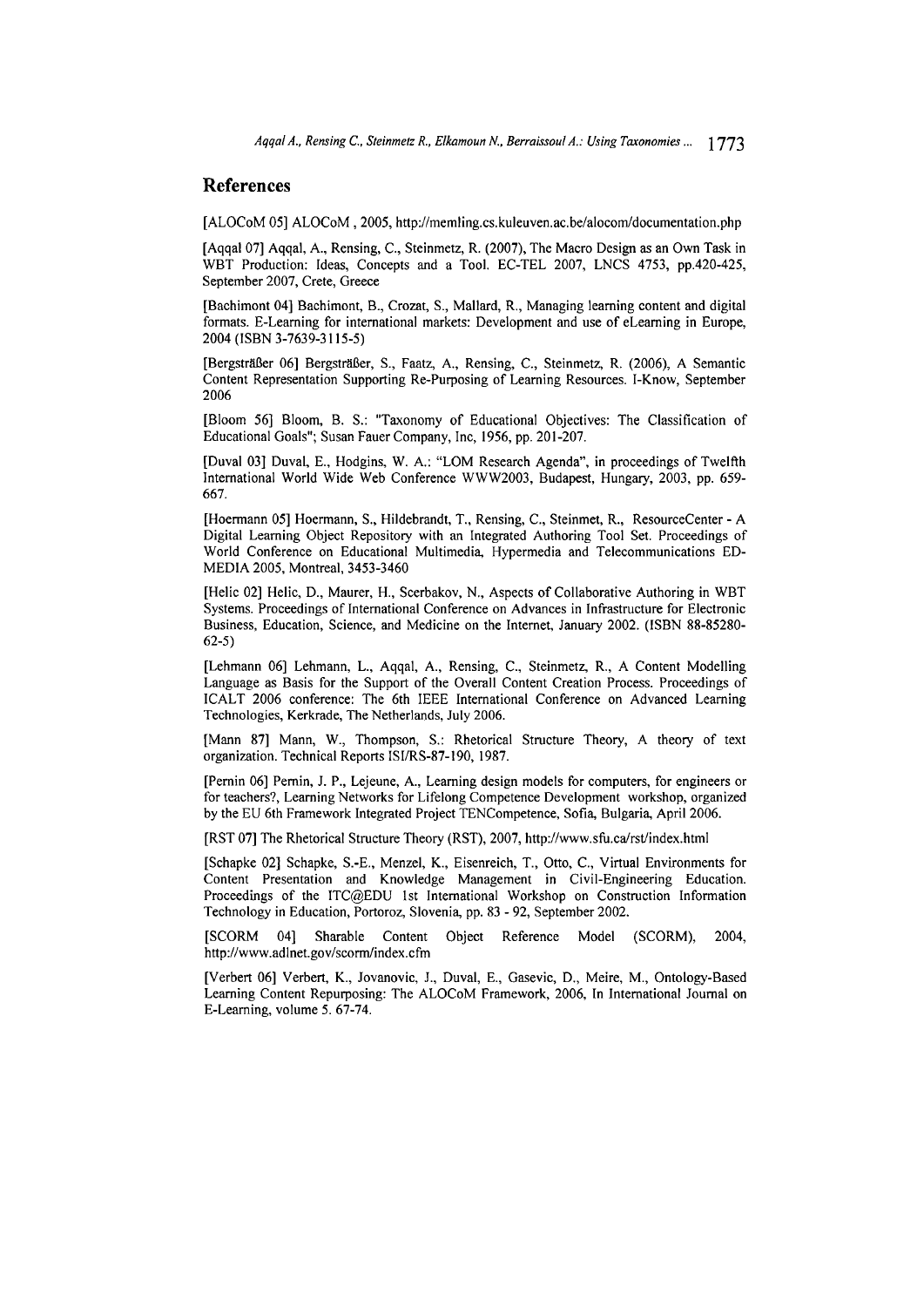## References

[ALOCoM 05] ALOCoM , 2005, http://memling.cs.kuleuven.ac.be/alocom/documentation.php

[Aqqal 07] Aqqal, A., Rensing, C., Steinmetz, R. (2007), The Macro Design as an Own Task in WBT Production: Ideas, Concepts and a Tool. EC-TEL 2007, LNCS 4753, pp.420-425, September 2007, Crete, Greece

[Bachimont 04] Bachimont, B., Crozat, S., Mallard, R., Managing learning content and digital formats. E-Learning for international markets: Development and use of eLearning in Europe, 2004 (ISBN 3-7639-3115-5)

[Bergsträßer 06] Bergsträßer, S., Faatz, A., Rensing, C., Steinmetz, R. (2006), A Semantic Content Representation Supporting Re-Purposing of Learning Resources. I-Know, September 2006

[Bloom 56] Bloom, B. S.: "Taxonomy of Educational Objectives: The Classification of Educational Goals"; Susan Fauer Company, Inc, 1956, pp. 201-207.

[Duval 03] Duval, E., Hodgins, W. A.: "LOM Research Agenda", in proceedings of Twelfth International World Wide Web Conference WWW2003, Budapest, Hungary, 2003, pp. 659-667.

[Hoermann 05] Hoermann, S., Hildebrandt, T., Rensing, C., Steinmet, R., ResourceCenter - A Digital Learning Object Repository with an Integrated Authoring Tool Set. Proceedings of World Conference on Educational Multimedia, Hypermedia and Telecommunications ED-MEDIA 2005, Montreal, 3453-3460

[Helic 02] Helic, D., Maurer, H., Scerbakov, N., Aspects of Collaborative Authoring in WBT Systems. Proceedings of International Conference on Advances in Infrastructure for Electronic Business, Education, Science, and Medicine on the Internet, January 2002. (ISBN 88-85280-62-5)

[Lehmann 06] Lehmann, L., Aqqal, A., Rensing, C., Steinmetz, R., A Content Modelling Language as Basis for the Support of the Overall Content Creation Process. Proceedings of ICALT 2006 conference: The 6th IEEE International Conference on Advanced Learning Technologies, Kerkrade, The Netherlands, July 2006.

[Mann 87] Mann, W., Thompson, S.: Rhetorical Structure Theory, A theory of text organization. Technical Reports ISI/RS-87-190, 1987.

[Pernin 06] Pernin, J. P., Lejeune, A., Learning design models for computers, for engineers or for teachers?, Learning Networks for Lifelong Competence Development workshop, organized by the EU 6th Framework Integrated Project TENCompetence, Sofia, Bulgaria, April 2006.

[RST 07] The Rhetorical Structure Theory (RST), 2007, http://www.sfu.ca/rst/index.html

[Schapke 02] Schapke, S.-E., Menzel, K., Eisenreich, T., Otto, C., Virtual Environments for Content Presentation and Knowledge Management in Civil-Engineering Education. Proceedings of the ITC@EDU 1st International Workshop on Construction Information Technology in Education, Portoroz, Slovenia, pp. 83 - 92, September 2002.

[SCORM 04] Sharable Content Object Reference Model (SCORM), 2004, http://www.adlnet.gov/scorm/index.cfm

[Verbert 06] Verbert, K., Jovanovic, J., Duval, E., Gasevic, D., Meire, M., Ontology-Based Learning Content Repurposing: The ALOCoM Framework, 2006, In International Journal on E-Learning, volume 5. 67-74.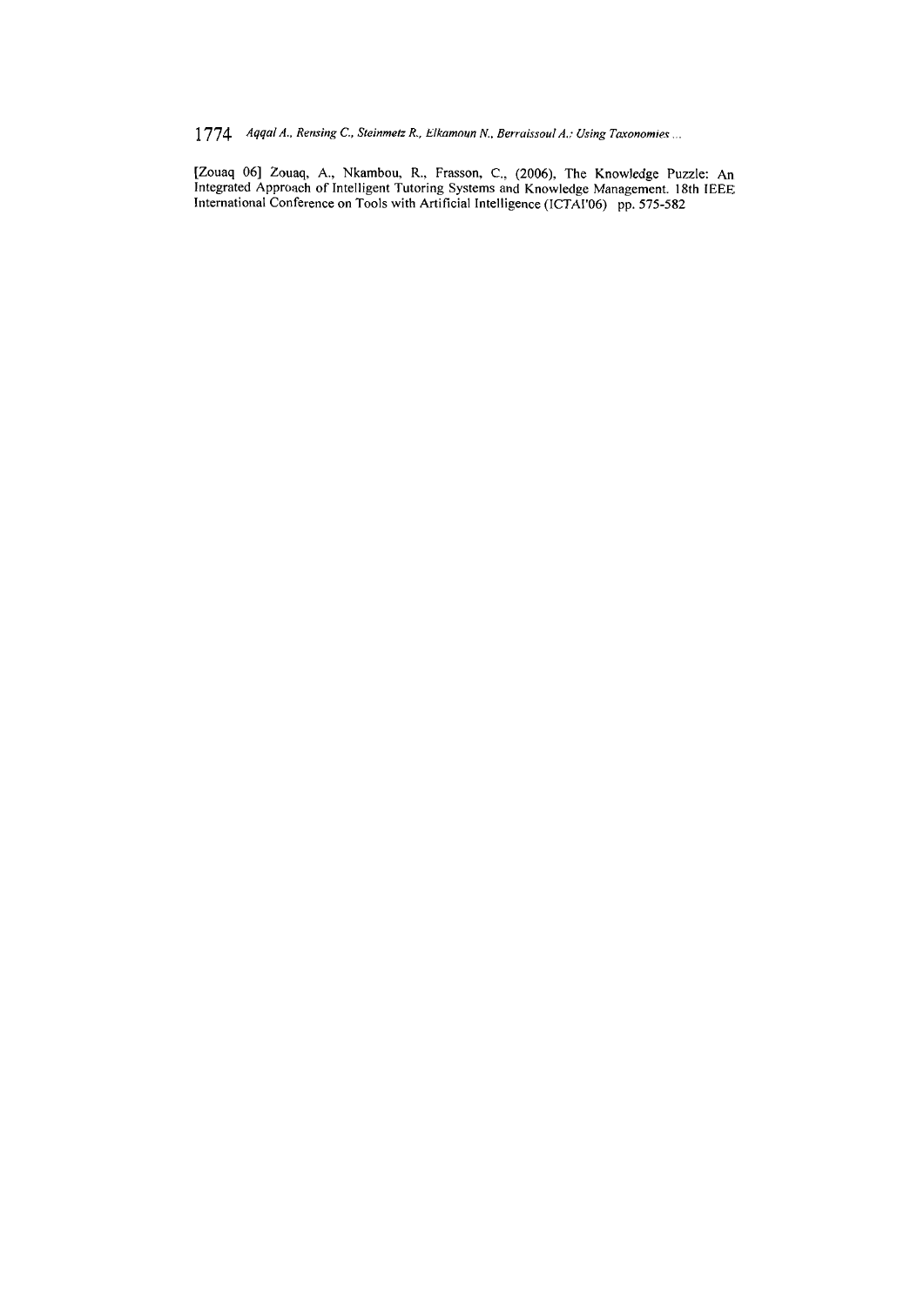[Zouaq 06] Zouaq, A., Nkambou, R., Frasson, C., (2006), The Knowledge Puzzle: An Integrated Approach of Intelligent Tutoring Systems and Knowledge Management. 18th IEEE International Conference on Tools with Artificial Intelligence (ICTAI'06) pp. 575-582